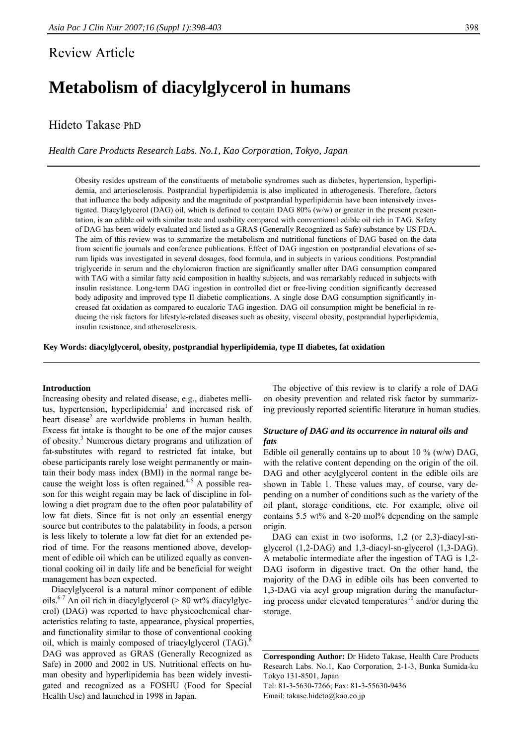Review Article

# Metabolism of diacylglycerol in humans

Hideto Takase PhD

*Health Care Products Research Labs. No.1, Kao Corporation, Tokyo, Japan*

Obesity resides upstream of the constituents of metabolic syndromes such as diabetes, hypertension, hyperlipidemia, and arteriosclerosis. Postprandial hyperlipidemia is also implicated in atherogenesis. Therefore, factors that influence the body adiposity and the magnitude of postprandial hyperlipidemia have been intensively investigated. Diacylglycerol (DAG) oil, which is defined to contain DAG 80% (w/w) or greater in the present presentation, is an edible oil with similar taste and usability compared with conventional edible oil rich in TAG. Safety of DAG has been widely evaluated and listed as a GRAS (Generally Recognized as Safe) substance by US FDA. The aim of this review was to summarize the metabolism and nutritional functions of DAG based on the data from scientific journals and conference publications. Effect of DAG ingestion on postprandial elevations of serum lipids was investigated in several dosages, food formula, and in subjects in various conditions. Postprandial triglyceride in serum and the chylomicron fraction are significantly smaller after DAG consumption compared with TAG with a similar fatty acid composition in healthy subjects, and was remarkably reduced in subjects with insulin resistance. Long-term DAG ingestion in controlled diet or free-living condition significantly decreased body adiposity and improved type II diabetic complications. A single dose DAG consumption significantly increased fat oxidation as compared to eucaloric TAG ingestion. DAG oil consumption might be beneficial in reducing the risk factors for lifestyle-related diseases such as obesity, visceral obesity, postprandial hyperlipidemia, insulin resistance, and atherosclerosis.

**Key Words: diacylglycerol, obesity, postprandial hyperlipidemia, type II diabetes, fat oxidation**

#### Introduction

Increasing obesity and related disease, e.g., diabetes mellitus, hypertension, hyperlipidemia[1] and increased risk of heart disease[2] are worldwide problems in human health. Excess fat intake is thought to be one of the major causes of obesity.[3] Numerous dietary programs and utilization of fat-substitutes with regard to restricted fat intake, but obese participants rarely lose weight permanently or maintain their body mass index (BMI) in the normal range because the weight loss is often regained.[4-5] A possible reason for this weight regain may be lack of discipline in following a diet program due to the often poor palatability of low fat diets. Since fat is not only an essential energy source but contributes to the palatability in foods, a person is less likely to tolerate a low fat diet for an extended period of time. For the reasons mentioned above, development of edible oil which can be utilized equally as conventional cooking oil in daily life and be beneficial for weight management has been expected.

Diacylglycerol is a natural minor component of edible oils.[6-7] An oil rich in diacylglycerol (> 80 wt% diacylglycerol) (DAG) was reported to have physicochemical characteristics relating to taste, appearance, physical properties, and functionality similar to those of conventional cooking oil, which is mainly composed of triacylglycerol (TAG).[8] DAG was approved as GRAS (Generally Recognized as Safe) in 2000 and 2002 in US. Nutritional effects on human obesity and hyperlipidemia has been widely investigated and recognized as a FOSHU (Food for Special Health Use) and launched in 1998 in Japan.

The objective of this review is to clarify a role of DAG on obesity prevention and related risk factor by summarizing previously reported scientific literature in human studies.

#### *Structure of DAG and its occurrence in natural oils and fats*

Edible oil generally contains up to about 10 % (w/w) DAG, with the relative content depending on the origin of the oil. DAG and other acylglycerol content in the edible oils are shown in Table 1. These values may, of course, vary depending on a number of conditions such as the variety of the oil plant, storage conditions, etc. For example, olive oil contains 5.5 wt% and 8-20 mol% depending on the sample origin.

DAG can exist in two isoforms, 1,2 (or 2,3)-diacyl-sn-glycerol (1,2-DAG) and 1,3-diacyl-sn-glycerol (1,3-DAG). A metabolic intermediate after the ingestion of TAG is 1,2-DAG isoform in digestive tract. On the other hand, the majority of the DAG in edible oils has been converted to 1,3-DAG via acyl group migration during the manufacturing process under elevated temperatures[10] and/or during the storage.

**Corresponding Author:** Dr Hideto Takase, Health Care Products Research Labs. No.1, Kao Corporation, 2-1-3, Bunka Sumida-ku Tokyo 131-8501, Japan
Tel: 81-3-5630-7266; Fax: 81-3-55630-9436
Email: takase.hideto@kao.co.jp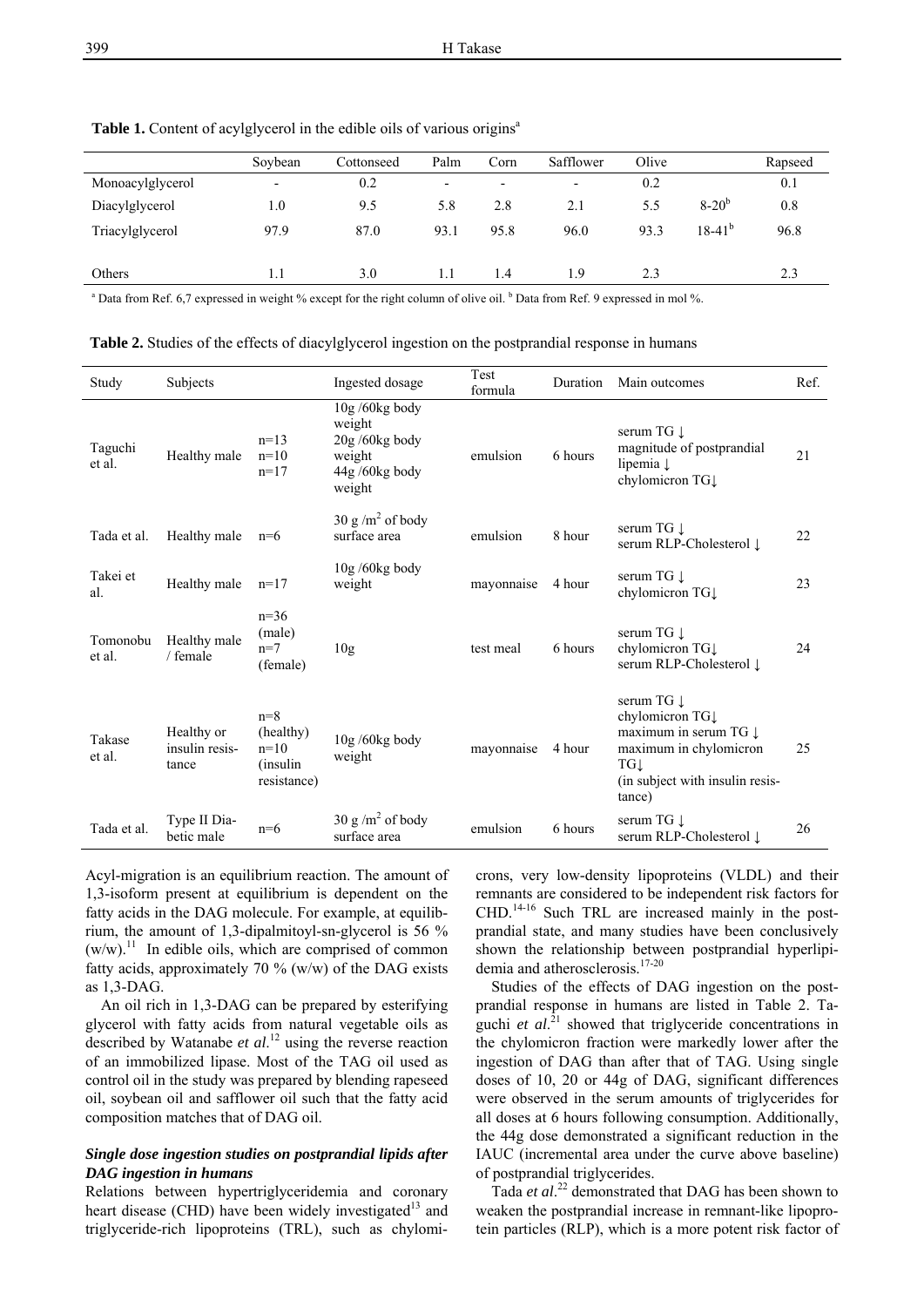**Table 1.** Content of acylglycerol in the edible oils of various origins[a]

| | Soybean | Cottonseed | Palm | Corn | Safflower | Olive | | Rapseed |
|---|---|---|---|---|---|---|---|---|
| Monoacylglycerol | - | 0.2 | - | - | - | 0.2 | | 0.1 |
| Diacylglycerol | 1.0 | 9.5 | 5.8 | 2.8 | 2.1 | 5.5 | 8-20[b] | 0.8 |
| Triacylglycerol | 97.9 | 87.0 | 93.1 | 95.8 | 96.0 | 93.3 | 18-41[b] | 96.8 |
| Others | 1.1 | 3.0 | 1.1 | 1.4 | 1.9 | 2.3 | | 2.3 |

[a] Data from Ref. 6,7 expressed in weight % except for the right column of olive oil. [b] Data from Ref. 9 expressed in mol %.

**Table 2.** Studies of the effects of diacylglycerol ingestion on the postprandial response in humans

| Study | Subjects | | Ingested dosage | Test formula | Duration | Main outcomes | Ref. |
|---|---|---|---|---|---|---|---|
| Taguchi et al. | Healthy male | n=13 n=10 n=17 | 10g /60kg body weight 20g /60kg body weight 44g /60kg body weight | emulsion | 6 hours | serum TG ↓ magnitude of postprandial lipemia ↓ chylomicron TG↓ | 21 |
| Tada et al. | Healthy male | n=6 | 30 g /m$^2$ of body surface area | emulsion | 8 hour | serum TG ↓ serum RLP-Cholesterol ↓ | 22 |
| Takei et al. | Healthy male | n=17 | 10g /60kg body weight | mayonnaise | 4 hour | serum TG ↓ chylomicron TG↓ | 23 |
| Tomonobu et al. | Healthy male / female | n=36 (male) n=7 (female) | 10g | test meal | 6 hours | serum TG ↓ chylomicron TG↓ serum RLP-Cholesterol ↓ | 24 |
| Takase et al. | Healthy or insulin resistance | n=8 (healthy) n=10 (insulin resistance) | 10g /60kg body weight | mayonnaise | 4 hour | serum TG ↓ chylomicron TG↓ maximum in serum TG ↓ maximum in chylomicron TG↓ (in subject with insulin resistance) | 25 |
| Tada et al. | Type II Diabetic male | n=6 | 30 g /m$^2$ of body surface area | emulsion | 6 hours | serum TG ↓ serum RLP-Cholesterol ↓ | 26 |

Acyl-migration is an equilibrium reaction. The amount of 1,3-isoform present at equilibrium is dependent on the fatty acids in the DAG molecule. For example, at equilibrium, the amount of 1,3-dipalmitoyl-sn-glycerol is 56 % (w/w).[11] In edible oils, which are comprised of common fatty acids, approximately 70 % (w/w) of the DAG exists as 1,3-DAG.

An oil rich in 1,3-DAG can be prepared by esterifying glycerol with fatty acids from natural vegetable oils as described by Watanabe *et al*.[12] using the reverse reaction of an immobilized lipase. Most of the TAG oil used as control oil in the study was prepared by blending rapeseed oil, soybean oil and safflower oil such that the fatty acid composition matches that of DAG oil.

### *Single dose ingestion studies on postprandial lipids after DAG ingestion in humans*

Relations between hypertriglyceridemia and coronary heart disease (CHD) have been widely investigated[13] and triglyceride-rich lipoproteins (TRL), such as chylomicrons, very low-density lipoproteins (VLDL) and their remnants are considered to be independent risk factors for CHD.[14-16] Such TRL are increased mainly in the postprandial state, and many studies have been conclusively shown the relationship between postprandial hyperlipidemia and atherosclerosis.[17-20]

Studies of the effects of DAG ingestion on the postprandial response in humans are listed in Table 2. Taguchi *et al*.[21] showed that triglyceride concentrations in the chylomicron fraction were markedly lower after the ingestion of DAG than after that of TAG. Using single doses of 10, 20 or 44g of DAG, significant differences were observed in the serum amounts of triglycerides for all doses at 6 hours following consumption. Additionally, the 44g dose demonstrated a significant reduction in the IAUC (incremental area under the curve above baseline) of postprandial triglycerides.

Tada *et al*.[22] demonstrated that DAG has been shown to weaken the postprandial increase in remnant-like lipoprotein particles (RLP), which is a more potent risk factor of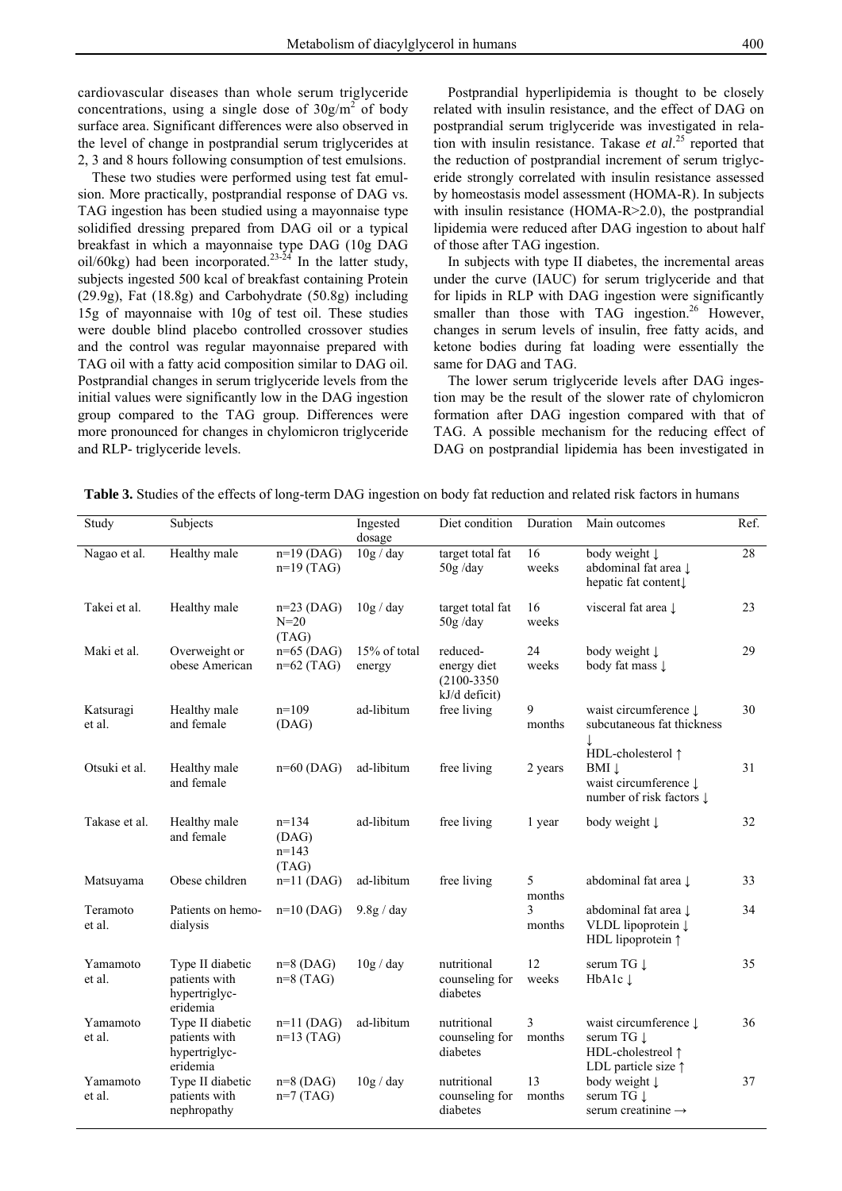cardiovascular diseases than whole serum triglyceride concentrations, using a single dose of $30g/m^2$ of body surface area. Significant differences were also observed in the level of change in postprandial serum triglycerides at 2, 3 and 8 hours following consumption of test emulsions.

These two studies were performed using test fat emulsion. More practically, postprandial response of DAG vs. TAG ingestion has been studied using a mayonnaise type solidified dressing prepared from DAG oil or a typical breakfast in which a mayonnaise type DAG (10g DAG oil/60kg) had been incorporated.[23-24] In the latter study, subjects ingested 500 kcal of breakfast containing Protein (29.9g), Fat (18.8g) and Carbohydrate (50.8g) including 15g of mayonnaise with 10g of test oil. These studies were double blind placebo controlled crossover studies and the control was regular mayonnaise prepared with TAG oil with a fatty acid composition similar to DAG oil. Postprandial changes in serum triglyceride levels from the initial values were significantly low in the DAG ingestion group compared to the TAG group. Differences were more pronounced for changes in chylomicron triglyceride and RLP- triglyceride levels.

Postprandial hyperlipidemia is thought to be closely related with insulin resistance, and the effect of DAG on postprandial serum triglyceride was investigated in relation with insulin resistance. Takase *et al*.[25] reported that the reduction of postprandial increment of serum triglyceride strongly correlated with insulin resistance assessed by homeostasis model assessment (HOMA-R). In subjects with insulin resistance (HOMA-R>2.0), the postprandial lipidemia were reduced after DAG ingestion to about half of those after TAG ingestion.

In subjects with type II diabetes, the incremental areas under the curve (IAUC) for serum triglyceride and that for lipids in RLP with DAG ingestion were significantly smaller than those with TAG ingestion.[26] However, changes in serum levels of insulin, free fatty acids, and ketone bodies during fat loading were essentially the same for DAG and TAG.

The lower serum triglyceride levels after DAG ingestion may be the result of the slower rate of chylomicron formation after DAG ingestion compared with that of TAG. A possible mechanism for the reducing effect of DAG on postprandial lipidemia has been investigated in

**Table 3.** Studies of the effects of long-term DAG ingestion on body fat reduction and related risk factors in humans

| Study | Subjects | | Ingested dosage | Diet condition | Duration | Main outcomes | Ref. |
|---|---|---|---|---|---|---|---|
| Nagao et al. | Healthy male | n=19 (DAG) n=19 (TAG) | 10g / day | target total fat 50g /day | 16 weeks | body weight ↓ abdominal fat area ↓ hepatic fat content↓ | 28 |
| Takei et al. | Healthy male | n=23 (DAG) N=20 (TAG) | 10g / day | target total fat 50g /day | 16 weeks | visceral fat area ↓ | 23 |
| Maki et al. | Overweight or obese American | n=65 (DAG) n=62 (TAG) | 15% of total energy | reduced-energy diet (2100-3350 kJ/d deficit) | 24 weeks | body weight ↓ body fat mass ↓ | 29 |
| Katsuragi et al. | Healthy male and female | n=109 (DAG) | ad-libitum | free living | 9 months | waist circumference ↓ subcutaneous fat thickness ↓ HDL-cholesterol ↑ | 30 |
| Otsuki et al. | Healthy male and female | n=60 (DAG) | ad-libitum | free living | 2 years | BMI ↓ waist circumference ↓ number of risk factors ↓ | 31 |
| Takase et al. | Healthy male and female | n=134 (DAG) n=143 (TAG) | ad-libitum | free living | 1 year | body weight ↓ | 32 |
| Matsuyama | Obese children | n=11 (DAG) | ad-libitum | free living | 5 months | abdominal fat area ↓ | 33 |
| Teramoto et al. | Patients on hemo-dialysis | n=10 (DAG) | 9.8g / day | | 3 months | abdominal fat area ↓ VLDL lipoprotein ↓ HDL lipoprotein ↑ | 34 |
| Yamamoto et al. | Type II diabetic patients with hypertriglyc-eridemia | n=8 (DAG) n=8 (TAG) | 10g / day | nutritional counseling for diabetes | 12 weeks | serum TG ↓ HbA1c ↓ | 35 |
| Yamamoto et al. | Type II diabetic patients with hypertriglyc-eridemia | n=11 (DAG) n=13 (TAG) | ad-libitum | nutritional counseling for diabetes | 3 months | waist circumference ↓ serum TG ↓ HDL-cholestreol ↑ LDL particle size ↑ | 36 |
| Yamamoto et al. | Type II diabetic patients with nephropathy | n=8 (DAG) n=7 (TAG) | 10g / day | nutritional counseling for diabetes | 13 months | body weight ↓ serum TG ↓ serum creatinine → | 37 |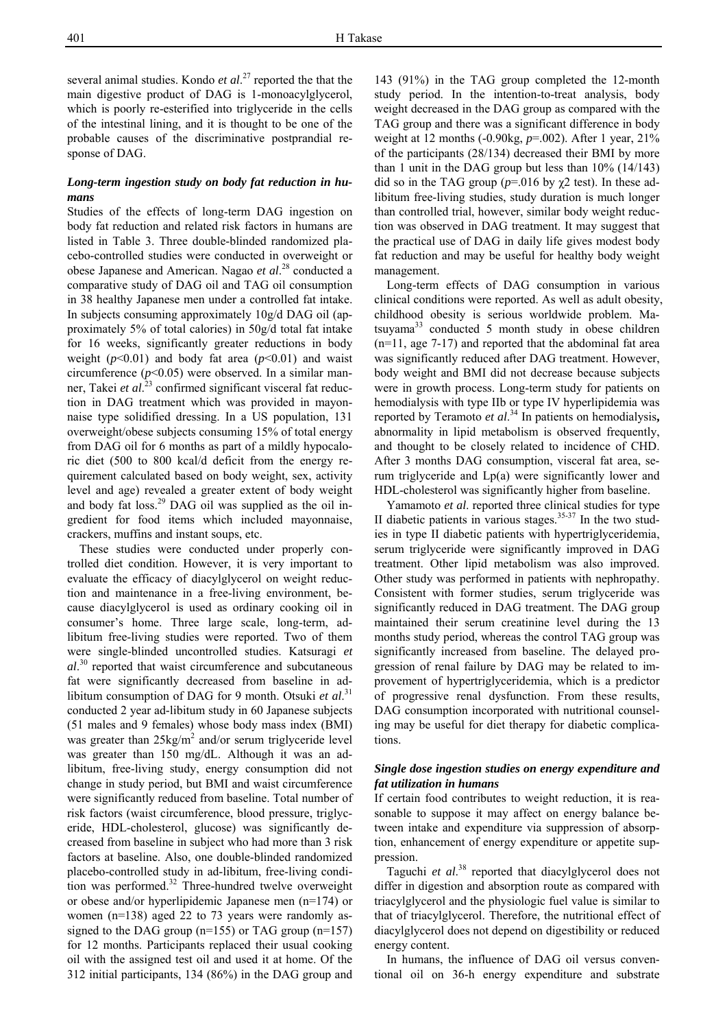several animal studies. Kondo *et al*.[27] reported the that the main digestive product of DAG is 1-monoacylglycerol, which is poorly re-esterified into triglyceride in the cells of the intestinal lining, and it is thought to be one of the probable causes of the discriminative postprandial response of DAG.

### *Long-term ingestion study on body fat reduction in humans*

Studies of the effects of long-term DAG ingestion on body fat reduction and related risk factors in humans are listed in Table 3. Three double-blinded randomized placebo-controlled studies were conducted in overweight or obese Japanese and American. Nagao *et al*.[28] conducted a comparative study of DAG oil and TAG oil consumption in 38 healthy Japanese men under a controlled fat intake. In subjects consuming approximately 10g/d DAG oil (approximately 5% of total calories) in 50g/d total fat intake for 16 weeks, significantly greater reductions in body weight ($p<0.01$) and body fat area ($p<0.01$) and waist circumference ($p<0.05$) were observed. In a similar manner, Takei *et al*.[23] confirmed significant visceral fat reduction in DAG treatment which was provided in mayonnaise type solidified dressing. In a US population, 131 overweight/obese subjects consuming 15% of total energy from DAG oil for 6 months as part of a mildly hypocaloric diet (500 to 800 kcal/d deficit from the energy requirement calculated based on body weight, sex, activity level and age) revealed a greater extent of body weight and body fat loss.[29] DAG oil was supplied as the oil ingredient for food items which included mayonnaise, crackers, muffins and instant soups, etc.

These studies were conducted under properly controlled diet condition. However, it is very important to evaluate the efficacy of diacylglycerol on weight reduction and maintenance in a free-living environment, because diacylglycerol is used as ordinary cooking oil in consumer's home. Three large scale, long-term, ad-libitum free-living studies were reported. Two of them were single-blinded uncontrolled studies. Katsuragi *et al*.[30] reported that waist circumference and subcutaneous fat were significantly decreased from baseline in ad-libitum consumption of DAG for 9 month. Otsuki *et al*.[31] conducted 2 year ad-libitum study in 60 Japanese subjects (51 males and 9 females) whose body mass index (BMI) was greater than $25kg/m^2$ and/or serum triglyceride level was greater than 150 mg/dL. Although it was an ad-libitum, free-living study, energy consumption did not change in study period, but BMI and waist circumference were significantly reduced from baseline. Total number of risk factors (waist circumference, blood pressure, triglyceride, HDL-cholesterol, glucose) was significantly decreased from baseline in subject who had more than 3 risk factors at baseline. Also, one double-blinded randomized placebo-controlled study in ad-libitum, free-living condition was performed.[32] Three-hundred twelve overweight or obese and/or hyperlipidemic Japanese men (n=174) or women (n=138) aged 22 to 73 years were randomly assigned to the DAG group (n=155) or TAG group (n=157) for 12 months. Participants replaced their usual cooking oil with the assigned test oil and used it at home. Of the 312 initial participants, 134 (86%) in the DAG group and 143 (91%) in the TAG group completed the 12-month study period. In the intention-to-treat analysis, body weight decreased in the DAG group as compared with the TAG group and there was a significant difference in body weight at 12 months (-0.90kg, $p$=.002). After 1 year, 21% of the participants (28/134) decreased their BMI by more than 1 unit in the DAG group but less than 10% (14/143) did so in the TAG group ($p$=.016 by $\chi 2$ test). In these ad-libitum free-living studies, study duration is much longer than controlled trial, however, similar body weight reduction was observed in DAG treatment. It may suggest that the practical use of DAG in daily life gives modest body fat reduction and may be useful for healthy body weight management.

Long-term effects of DAG consumption in various clinical conditions were reported. As well as adult obesity, childhood obesity is serious worldwide problem. Matsuyama[33] conducted 5 month study in obese children (n=11, age 7-17) and reported that the abdominal fat area was significantly reduced after DAG treatment. However, body weight and BMI did not decrease because subjects were in growth process. Long-term study for patients on hemodialysis with type IIb or type IV hyperlipidemia was reported by Teramoto *et al*.[34] In patients on hemodialysis**,** abnormality in lipid metabolism is observed frequently, and thought to be closely related to incidence of CHD. After 3 months DAG consumption, visceral fat area, serum triglyceride and Lp(a) were significantly lower and HDL-cholesterol was significantly higher from baseline.

Yamamoto *et al*. reported three clinical studies for type II diabetic patients in various stages.[35-37] In the two studies in type II diabetic patients with hypertriglyceridemia, serum triglyceride were significantly improved in DAG treatment. Other lipid metabolism was also improved. Other study was performed in patients with nephropathy. Consistent with former studies, serum triglyceride was significantly reduced in DAG treatment. The DAG group maintained their serum creatinine level during the 13 months study period, whereas the control TAG group was significantly increased from baseline. The delayed progression of renal failure by DAG may be related to improvement of hypertriglyceridemia, which is a predictor of progressive renal dysfunction. From these results, DAG consumption incorporated with nutritional counseling may be useful for diet therapy for diabetic complications.

### *Single dose ingestion studies on energy expenditure and fat utilization in humans*

If certain food contributes to weight reduction, it is reasonable to suppose it may affect on energy balance between intake and expenditure via suppression of absorption, enhancement of energy expenditure or appetite suppression.

Taguchi *et al*.[38] reported that diacylglycerol does not differ in digestion and absorption route as compared with triacylglycerol and the physiologic fuel value is similar to that of triacylglycerol. Therefore, the nutritional effect of diacylglycerol does not depend on digestibility or reduced energy content.

In humans, the influence of DAG oil versus conventional oil on 36-h energy expenditure and substrate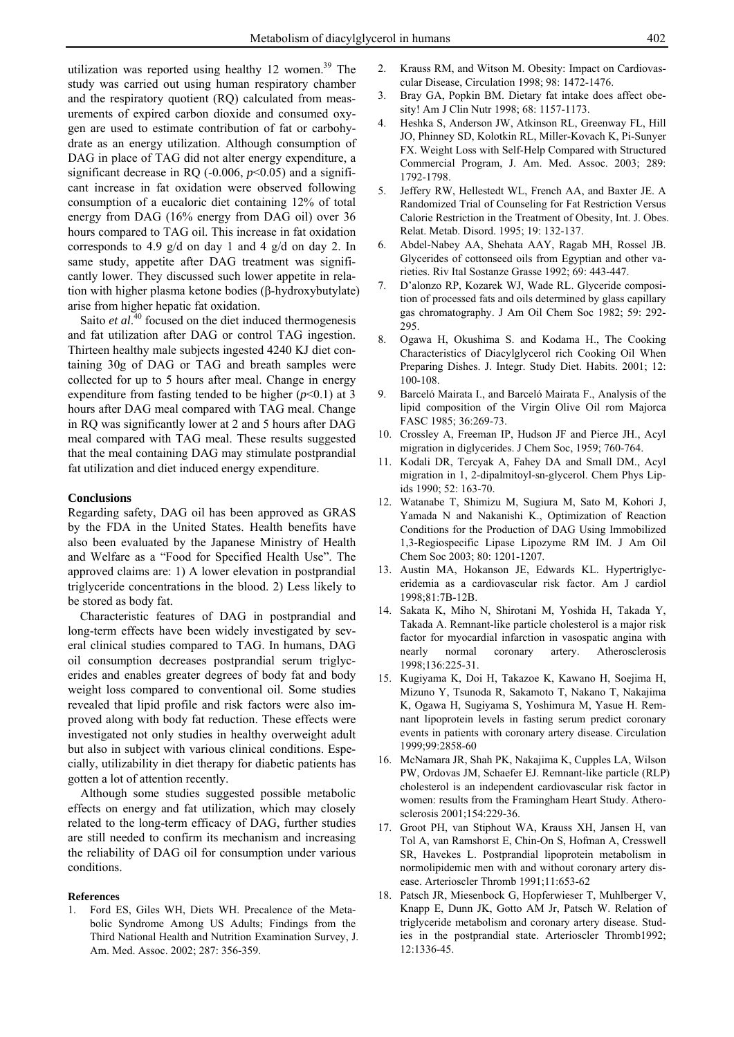utilization was reported using healthy 12 women.[39] The study was carried out using human respiratory chamber and the respiratory quotient (RQ) calculated from measurements of expired carbon dioxide and consumed oxygen are used to estimate contribution of fat or carbohydrate as an energy utilization. Although consumption of DAG in place of TAG did not alter energy expenditure, a significant decrease in RQ (-0.006, $p<0.05$) and a significant increase in fat oxidation were observed following consumption of a eucaloric diet containing 12% of total energy from DAG (16% energy from DAG oil) over 36 hours compared to TAG oil. This increase in fat oxidation corresponds to 4.9 g/d on day 1 and 4 g/d on day 2. In same study, appetite after DAG treatment was significantly lower. They discussed such lower appetite in relation with higher plasma ketone bodies (β-hydroxybutylate) arise from higher hepatic fat oxidation.

Saito *et al*.[40] focused on the diet induced thermogenesis and fat utilization after DAG or control TAG ingestion. Thirteen healthy male subjects ingested 4240 KJ diet containing 30g of DAG or TAG and breath samples were collected for up to 5 hours after meal. Change in energy expenditure from fasting tended to be higher ($p<0.1$) at 3 hours after DAG meal compared with TAG meal. Change in RQ was significantly lower at 2 and 5 hours after DAG meal compared with TAG meal. These results suggested that the meal containing DAG may stimulate postprandial fat utilization and diet induced energy expenditure.

## Conclusions

Regarding safety, DAG oil has been approved as GRAS by the FDA in the United States. Health benefits have also been evaluated by the Japanese Ministry of Health and Welfare as a "Food for Specified Health Use". The approved claims are: 1) A lower elevation in postprandial triglyceride concentrations in the blood. 2) Less likely to be stored as body fat.

Characteristic features of DAG in postprandial and long-term effects have been widely investigated by several clinical studies compared to TAG. In humans, DAG oil consumption decreases postprandial serum triglycerides and enables greater degrees of body fat and body weight loss compared to conventional oil. Some studies revealed that lipid profile and risk factors were also improved along with body fat reduction. These effects were investigated not only studies in healthy overweight adult but also in subject with various clinical conditions. Especially, utilizability in diet therapy for diabetic patients has gotten a lot of attention recently.

Although some studies suggested possible metabolic effects on energy and fat utilization, which may closely related to the long-term efficacy of DAG, further studies are still needed to confirm its mechanism and increasing the reliability of DAG oil for consumption under various conditions.

## References

1. Ford ES, Giles WH, Diets WH. Precalence of the Metabolic Syndrome Among US Adults; Findings from the Third National Health and Nutrition Examination Survey, J. Am. Med. Assoc. 2002; 287: 356-359.
2. Krauss RM, and Witson M. Obesity: Impact on Cardiovascular Disease, Circulation 1998; 98: 1472-1476.
3. Bray GA, Popkin BM. Dietary fat intake does affect obesity! Am J Clin Nutr 1998; 68: 1157-1173.
4. Heshka S, Anderson JW, Atkinson RL, Greenway FL, Hill JO, Phinney SD, Kolotkin RL, Miller-Kovach K, Pi-Sunyer FX. Weight Loss with Self-Help Compared with Structured Commercial Program, J. Am. Med. Assoc. 2003; 289: 1792-1798.
5. Jeffery RW, Hellestedt WL, French AA, and Baxter JE. A Randomized Trial of Counseling for Fat Restriction Versus Calorie Restriction in the Treatment of Obesity, Int. J. Obes. Relat. Metab. Disord. 1995; 19: 132-137.
6. Abdel-Nabey AA, Shehata AAY, Ragab MH, Rossel JB. Glycerides of cottonseed oils from Egyptian and other varieties. Riv Ital Sostanze Grasse 1992; 69: 443-447.
7. D'alonzo RP, Kozarek WJ, Wade RL. Glyceride composition of processed fats and oils determined by glass capillary gas chromatography. J Am Oil Chem Soc 1982; 59: 292-295.
8. Ogawa H, Okushima S. and Kodama H., The Cooking Characteristics of Diacylglycerol rich Cooking Oil When Preparing Dishes. J. Integr. Study Diet. Habits. 2001; 12: 100-108.
9. Barceló Mairata I., and Barceló Mairata F., Analysis of the lipid composition of the Virgin Olive Oil rom Majorca FASC 1985; 36:269-73.
10. Crossley A, Freeman IP, Hudson JF and Pierce JH., Acyl migration in diglycerides. J Chem Soc, 1959; 760-764.
11. Kodali DR, Tercyak A, Fahey DA and Small DM., Acyl migration in 1, 2-dipalmitoyl-sn-glycerol. Chem Phys Lipids 1990; 52: 163-70.
12. Watanabe T, Shimizu M, Sugiura M, Sato M, Kohori J, Yamada N and Nakanishi K., Optimization of Reaction Conditions for the Production of DAG Using Immobilized 1,3-Regiospecific Lipase Lipozyme RM IM. J Am Oil Chem Soc 2003; 80: 1201-1207.
13. Austin MA, Hokanson JE, Edwards KL. Hypertriglyceridemia as a cardiovascular risk factor. Am J cardiol 1998;81:7B-12B.
14. Sakata K, Miho N, Shirotani M, Yoshida H, Takada Y, Takada A. Remnant-like particle cholesterol is a major risk factor for myocardial infarction in vasospatic angina with nearly normal coronary artery. Atherosclerosis 1998;136:225-31.
15. Kugiyama K, Doi H, Takazoe K, Kawano H, Soejima H, Mizuno Y, Tsunoda R, Sakamoto T, Nakano T, Nakajima K, Ogawa H, Sugiyama S, Yoshimura M, Yasue H. Remnant lipoprotein levels in fasting serum predict coronary events in patients with coronary artery disease. Circulation 1999;99:2858-60
16. McNamara JR, Shah PK, Nakajima K, Cupples LA, Wilson PW, Ordovas JM, Schaefer EJ. Remnant-like particle (RLP) cholesterol is an independent cardiovascular risk factor in women: results from the Framingham Heart Study. Atherosclerosis 2001;154:229-36.
17. Groot PH, van Stiphout WA, Krauss XH, Jansen H, van Tol A, van Ramshorst E, Chin-On S, Hofman A, Cresswell SR, Havekes L. Postprandial lipoprotein metabolism in normolipidemic men with and without coronary artery disease. Arterioscler Thromb 1991;11:653-62
18. Patsch JR, Miesenbock G, Hopferwieser T, Muhlberger V, Knapp E, Dunn JK, Gotto AM Jr, Patsch W. Relation of triglyceride metabolism and coronary artery disease. Studies in the postprandial state. Arterioscler Thromb1992; 12:1336-45.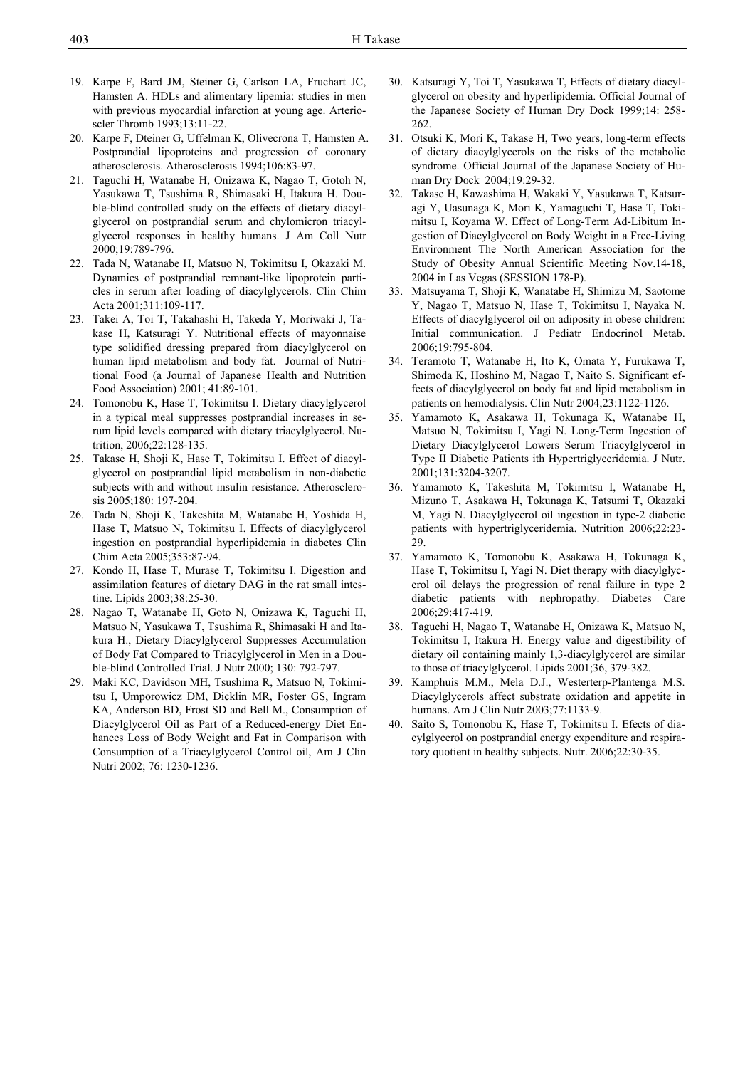19. Karpe F, Bard JM, Steiner G, Carlson LA, Fruchart JC, Hamsten A. HDLs and alimentary lipemia: studies in men with previous myocardial infarction at young age. Arterioscler Thromb 1993;13:11-22.
20. Karpe F, Dteiner G, Uffelman K, Olivecrona T, Hamsten A. Postprandial lipoproteins and progression of coronary atherosclerosis. Atherosclerosis 1994;106:83-97.
21. Taguchi H, Watanabe H, Onizawa K, Nagao T, Gotoh N, Yasukawa T, Tsushima R, Shimasaki H, Itakura H. Double-blind controlled study on the effects of dietary diacylglycerol on postprandial serum and chylomicron triacylglycerol responses in healthy humans. J Am Coll Nutr 2000;19:789-796.
22. Tada N, Watanabe H, Matsuo N, Tokimitsu I, Okazaki M. Dynamics of postprandial remnant-like lipoprotein particles in serum after loading of diacylglycerols. Clin Chim Acta 2001;311:109-117.
23. Takei A, Toi T, Takahashi H, Takeda Y, Moriwaki J, Takase H, Katsuragi Y. Nutritional effects of mayonnaise type solidified dressing prepared from diacylglycerol on human lipid metabolism and body fat. Journal of Nutritional Food (a Journal of Japanese Health and Nutrition Food Association) 2001; 41:89-101.
24. Tomonobu K, Hase T, Tokimitsu I. Dietary diacylglycerol in a typical meal suppresses postprandial increases in serum lipid levels compared with dietary triacylglycerol. Nutrition, 2006;22:128-135.
25. Takase H, Shoji K, Hase T, Tokimitsu I. Effect of diacylglycerol on postprandial lipid metabolism in non-diabetic subjects with and without insulin resistance. Atherosclerosis 2005;180: 197-204.
26. Tada N, Shoji K, Takeshita M, Watanabe H, Yoshida H, Hase T, Matsuo N, Tokimitsu I. Effects of diacylglycerol ingestion on postprandial hyperlipidemia in diabetes Clin Chim Acta 2005;353:87-94.
27. Kondo H, Hase T, Murase T, Tokimitsu I. Digestion and assimilation features of dietary DAG in the rat small intestine. Lipids 2003;38:25-30.
28. Nagao T, Watanabe H, Goto N, Onizawa K, Taguchi H, Matsuo N, Yasukawa T, Tsushima R, Shimasaki H and Itakura H., Dietary Diacylglycerol Suppresses Accumulation of Body Fat Compared to Triacylglycerol in Men in a Double-blind Controlled Trial. J Nutr 2000; 130: 792-797.
29. Maki KC, Davidson MH, Tsushima R, Matsuo N, Tokimitsu I, Umporowicz DM, Dicklin MR, Foster GS, Ingram KA, Anderson BD, Frost SD and Bell M., Consumption of Diacylglycerol Oil as Part of a Reduced-energy Diet Enhances Loss of Body Weight and Fat in Comparison with Consumption of a Triacylglycerol Control oil, Am J Clin Nutri 2002; 76: 1230-1236.
30. Katsuragi Y, Toi T, Yasukawa T, Effects of dietary diacylglycerol on obesity and hyperlipidemia. Official Journal of the Japanese Society of Human Dry Dock 1999;14: 258-262.
31. Otsuki K, Mori K, Takase H, Two years, long-term effects of dietary diacylglycerols on the risks of the metabolic syndrome. Official Journal of the Japanese Society of Human Dry Dock 2004;19:29-32.
32. Takase H, Kawashima H, Wakaki Y, Yasukawa T, Katsuragi Y, Uasunaga K, Mori K, Yamaguchi T, Hase T, Tokimitsu I, Koyama W. Effect of Long-Term Ad-Libitum Ingestion of Diacylglycerol on Body Weight in a Free-Living Environment The North American Association for the Study of Obesity Annual Scientific Meeting Nov.14-18, 2004 in Las Vegas (SESSION 178-P).
33. Matsuyama T, Shoji K, Wanatabe H, Shimizu M, Saotome Y, Nagao T, Matsuo N, Hase T, Tokimitsu I, Nayaka N. Effects of diacylglycerol oil on adiposity in obese children: Initial communication. J Pediatr Endocrinol Metab. 2006;19:795-804.
34. Teramoto T, Watanabe H, Ito K, Omata Y, Furukawa T, Shimoda K, Hoshino M, Nagao T, Naito S. Significant effects of diacylglycerol on body fat and lipid metabolism in patients on hemodialysis. Clin Nutr 2004;23:1122-1126.
35. Yamamoto K, Asakawa H, Tokunaga K, Watanabe H, Matsuo N, Tokimitsu I, Yagi N. Long-Term Ingestion of Dietary Diacylglycerol Lowers Serum Triacylglycerol in Type II Diabetic Patients ith Hypertriglyceridemia. J Nutr. 2001;131:3204-3207.
36. Yamamoto K, Takeshita M, Tokimitsu I, Watanabe H, Mizuno T, Asakawa H, Tokunaga K, Tatsumi T, Okazaki M, Yagi N. Diacylglycerol oil ingestion in type-2 diabetic patients with hypertriglyceridemia. Nutrition 2006;22:23-29.
37. Yamamoto K, Tomonobu K, Asakawa H, Tokunaga K, Hase T, Tokimitsu I, Yagi N. Diet therapy with diacylglycerol oil delays the progression of renal failure in type 2 diabetic patients with nephropathy. Diabetes Care 2006;29:417-419.
38. Taguchi H, Nagao T, Watanabe H, Onizawa K, Matsuo N, Tokimitsu I, Itakura H. Energy value and digestibility of dietary oil containing mainly 1,3-diacylglycerol are similar to those of triacylglycerol. Lipids 2001;36, 379-382.
39. Kamphuis M.M., Mela D.J., Westerterp-Plantenga M.S. Diacylglycerols affect substrate oxidation and appetite in humans. Am J Clin Nutr 2003;77:1133-9.
40. Saito S, Tomonobu K, Hase T, Tokimitsu I. Efects of diacylglycerol on postprandial energy expenditure and respiratory quotient in healthy subjects. Nutr. 2006;22:30-35.